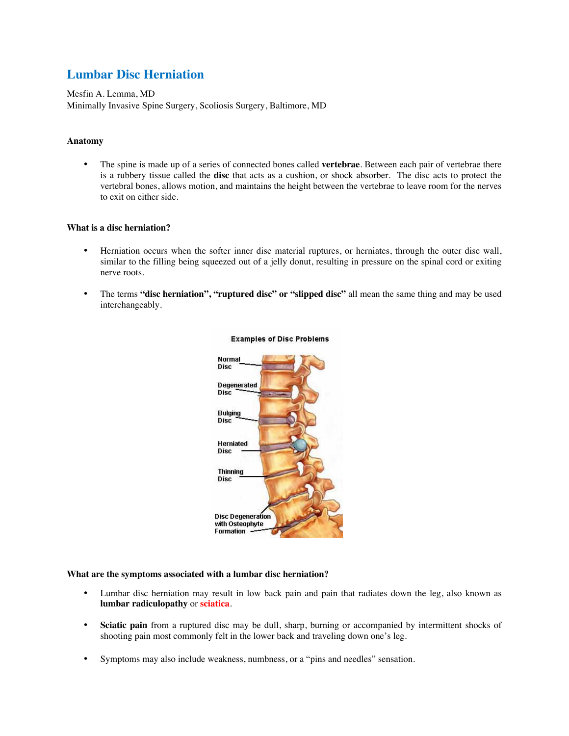# Lumbar Disc Herniation

Mesfin A. Lemma, MD
Minimally Invasive Spine Surgery, Scoliosis Surgery, Baltimore, MD

### Anatomy

- The spine is made up of a series of connected bones called **vertebrae**. Between each pair of vertebrae there is a rubbery tissue called the **disc** that acts as a cushion, or shock absorber. The disc acts to protect the vertebral bones, allows motion, and maintains the height between the vertebrae to leave room for the nerves to exit on either side.

### What is a disc herniation?

- Herniation occurs when the softer inner disc material ruptures, or herniates, through the outer disc wall, similar to the filling being squeezed out of a jelly donut, resulting in pressure on the spinal cord or exiting nerve roots.

- The terms **"disc herniation", "ruptured disc" or "slipped disc"** all mean the same thing and may be used interchangeably.

Examples of Disc Problems

Normal Disc
Degenerated Disc
Bulging Disc
Herniated Disc
Thinning Disc
Disc Degeneration with Osteophyte Formation

### What are the symptoms associated with a lumbar disc herniation?

- Lumbar disc herniation may result in low back pain and pain that radiates down the leg, also known as **lumbar radiculopathy** or **sciatica**.

- **Sciatic pain** from a ruptured disc may be dull, sharp, burning or accompanied by intermittent shocks of shooting pain most commonly felt in the lower back and traveling down one's leg.

- Symptoms may also include weakness, numbness, or a "pins and needles" sensation.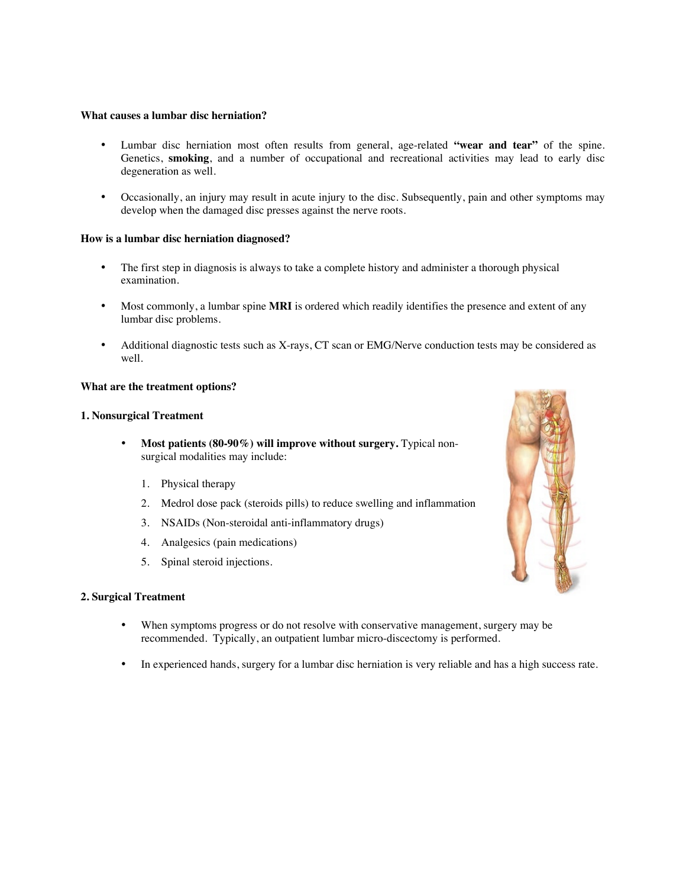**What causes a lumbar disc herniation?**

- Lumbar disc herniation most often results from general, age-related **"wear and tear"** of the spine. Genetics, **smoking**, and a number of occupational and recreational activities may lead to early disc degeneration as well.

- Occasionally, an injury may result in acute injury to the disc. Subsequently, pain and other symptoms may develop when the damaged disc presses against the nerve roots.

**How is a lumbar disc herniation diagnosed?**

- The first step in diagnosis is always to take a complete history and administer a thorough physical examination.

- Most commonly, a lumbar spine **MRI** is ordered which readily identifies the presence and extent of any lumbar disc problems.

- Additional diagnostic tests such as X-rays, CT scan or EMG/Nerve conduction tests may be considered as well.

**What are the treatment options?**

**1. Nonsurgical Treatment**

- **Most patients (80-90%) will improve without surgery.** Typical non-surgical modalities may include:

  1. Physical therapy
  2. Medrol dose pack (steroids pills) to reduce swelling and inflammation
  3. NSAIDs (Non-steroidal anti-inflammatory drugs)
  4. Analgesics (pain medications)
  5. Spinal steroid injections.

**2. Surgical Treatment**

- When symptoms progress or do not resolve with conservative management, surgery may be recommended. Typically, an outpatient lumbar micro-discectomy is performed.

- In experienced hands, surgery for a lumbar disc herniation is very reliable and has a high success rate.